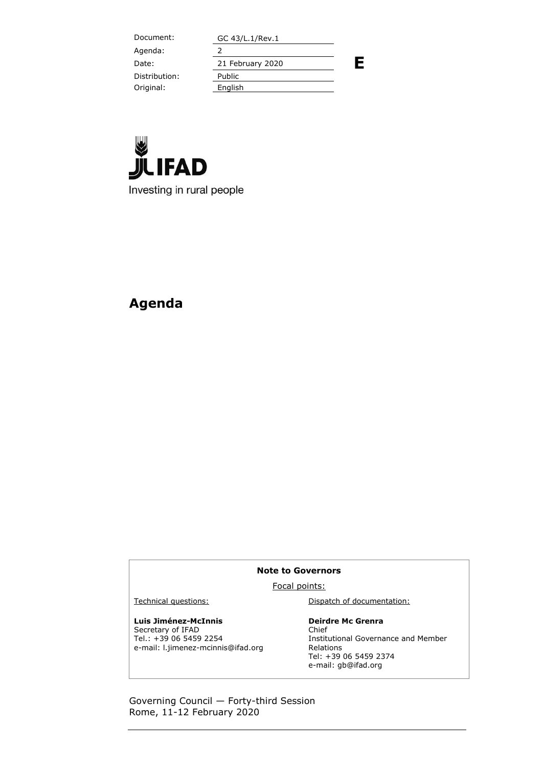| Document: | GC 43/L.1/Rev.1 |
| --- | --- |
| Agenda: | 2 |
| Date: | 21 February 2020 |
| Distribution: | Public |
| Original: | English |

**E**

IFAD

Investing in rural people

# Agenda

**Note to Governors**

Focal points:

| Technical questions: | Dispatch of documentation: |
| --- | --- |
| **Luis Jiménez-McInnis**<br>Secretary of IFAD<br>Tel.: +39 06 5459 2254<br>e-mail: l.jimenez-mcinnis@ifad.org | **Deirdre Mc Grenra**<br>Chief<br>Institutional Governance and Member Relations<br>Tel: +39 06 5459 2374<br>e-mail: gb@ifad.org |

Governing Council — Forty-third Session
Rome, 11-12 February 2020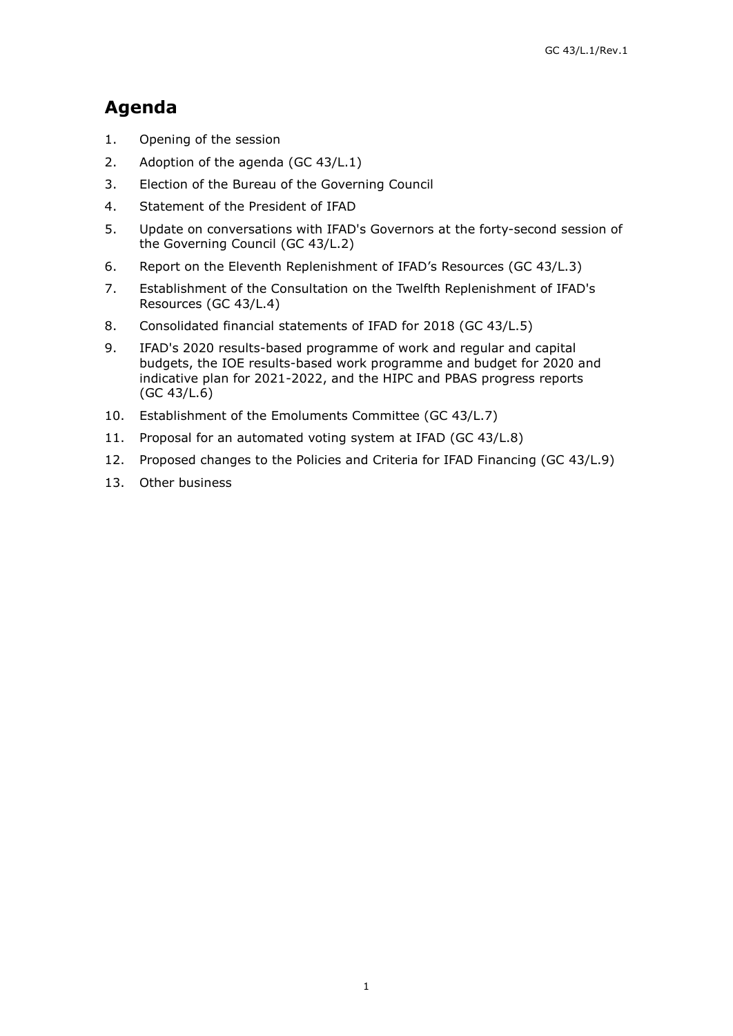## Agenda

1. Opening of the session
2. Adoption of the agenda (GC 43/L.1)
3. Election of the Bureau of the Governing Council
4. Statement of the President of IFAD
5. Update on conversations with IFAD's Governors at the forty-second session of the Governing Council (GC 43/L.2)
6. Report on the Eleventh Replenishment of IFAD's Resources (GC 43/L.3)
7. Establishment of the Consultation on the Twelfth Replenishment of IFAD's Resources (GC 43/L.4)
8. Consolidated financial statements of IFAD for 2018 (GC 43/L.5)
9. IFAD's 2020 results-based programme of work and regular and capital budgets, the IOE results-based work programme and budget for 2020 and indicative plan for 2021-2022, and the HIPC and PBAS progress reports (GC 43/L.6)
10. Establishment of the Emoluments Committee (GC 43/L.7)
11. Proposal for an automated voting system at IFAD (GC 43/L.8)
12. Proposed changes to the Policies and Criteria for IFAD Financing (GC 43/L.9)
13. Other business